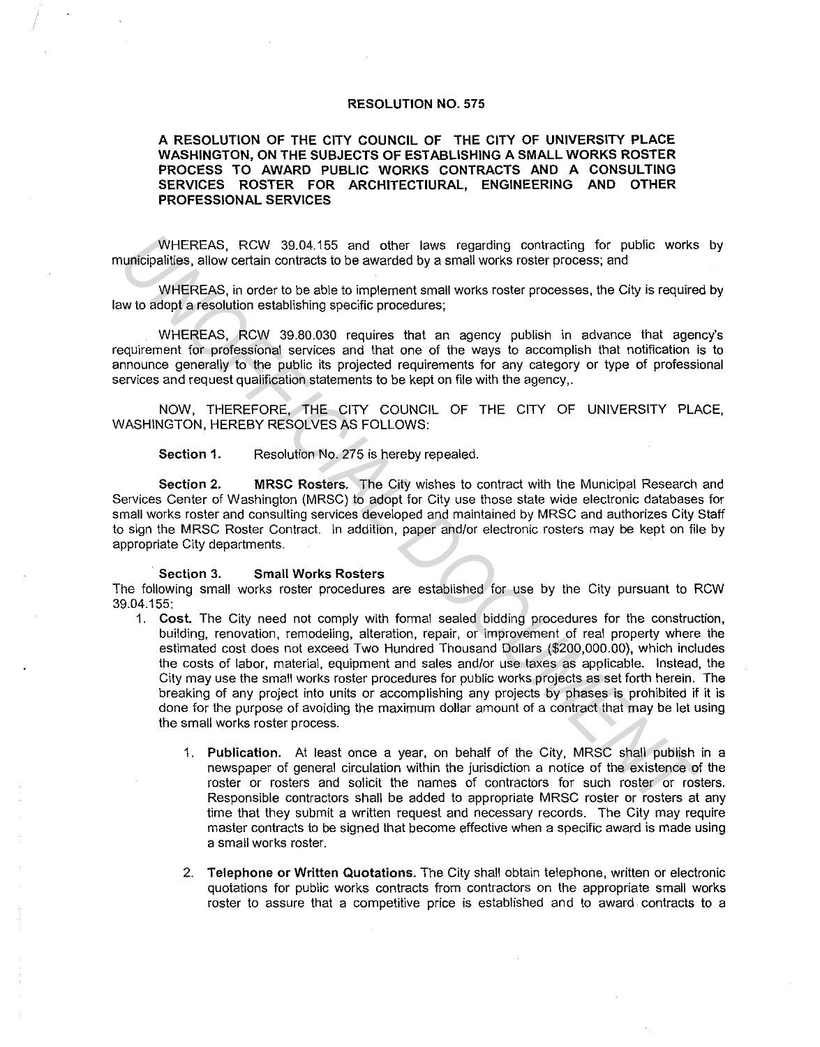**RESOLUTION NO. 575**

**A RESOLUTION OF THE CITY COUNCIL OF THE CITY OF UNIVERSITY PLACE WASHINGTON, ON THE SUBJECTS OF ESTABLISHING A SMALL WORKS ROSTER PROCESS TO AWARD PUBLIC WORKS CONTRACTS AND A CONSULTING SERVICES ROSTER FOR ARCHITECTIURAL, ENGINEERING AND OTHER PROFESSIONAL SERVICES**

WHEREAS, RCW 39.04.155 and other laws regarding contracting for public works by municipalities, allow certain contracts to be awarded by a small works roster process; and

WHEREAS, in order to be able to implement small works roster processes, the City is required by law to adopt a resolution establishing specific procedures;

WHEREAS, RCW 39.80.030 requires that an agency publish in advance that agency's requirement for professional services and that one of the ways to accomplish that notification is to announce generally to the public its projected requirements for any category or type of professional services and request qualification statements to be kept on file with the agency,.

NOW, THEREFORE, THE CITY COUNCIL OF THE CITY OF UNIVERSITY PLACE, WASHINGTON, HEREBY RESOLVES AS FOLLOWS:

**Section 1.** Resolution No. 275 is hereby repealed.

**Section 2.** ***MRSC Rosters.*** The City wishes to contract with the Municipal Research and Services Center of Washington (MRSC) to adopt for City use those state wide electronic databases for small works roster and consulting services developed and maintained by MRSC and authorizes City Staff to sign the MRSC Roster Contract. In addition, paper and/or electronic rosters may be kept on file by appropriate City departments.

**Section 3. Small Works Rosters**

The following small works roster procedures are established for use by the City pursuant to RCW 39.04.155:

1. **Cost.** The City need not comply with formal sealed bidding procedures for the construction, building, renovation, remodeling, alteration, repair, or improvement of real property where the estimated cost does not exceed Two Hundred Thousand Dollars ($200,000.00), which includes the costs of labor, material, equipment and sales and/or use taxes as applicable. Instead, the City may use the small works roster procedures for public works projects as set forth herein. The breaking of any project into units or accomplishing any projects by phases is prohibited if it is done for the purpose of avoiding the maximum dollar amount of a contract that may be let using the small works roster process.

    1. **Publication.** At least once a year, on behalf of the City, MRSC shall publish in a newspaper of general circulation within the jurisdiction a notice of the existence of the roster or rosters and solicit the names of contractors for such roster or rosters. Responsible contractors shall be added to appropriate MRSC roster or rosters at any time that they submit a written request and necessary records. The City may require master contracts to be signed that become effective when a specific award is made using a small works roster.

    2. **Telephone or Written Quotations.** The City shall obtain telephone, written or electronic quotations for public works contracts from contractors on the appropriate small works roster to assure that a competitive price is established and to award contracts to a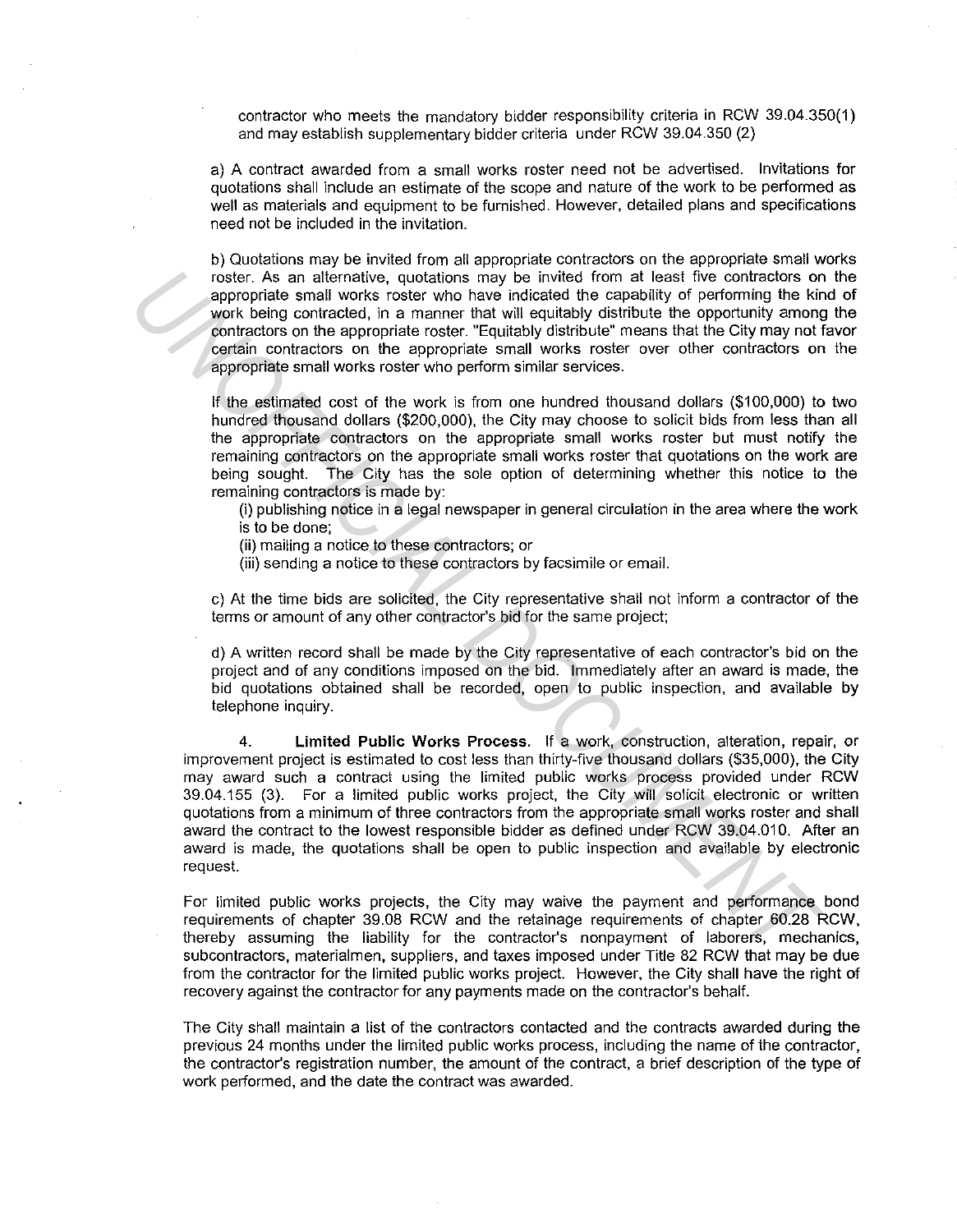contractor who meets the mandatory bidder responsibility criteria in RCW 39.04.350(1) and may establish supplementary bidder criteria under RCW 39.04.350 (2)

a) A contract awarded from a small works roster need not be advertised. Invitations for quotations shall include an estimate of the scope and nature of the work to be performed as well as materials and equipment to be furnished. However, detailed plans and specifications need not be included in the invitation.

b) Quotations may be invited from all appropriate contractors on the appropriate small works roster. As an alternative, quotations may be invited from at least five contractors on the appropriate small works roster who have indicated the capability of performing the kind of work being contracted, in a manner that will equitably distribute the opportunity among the contractors on the appropriate roster. "Equitably distribute" means that the City may not favor certain contractors on the appropriate small works roster over other contractors on the appropriate small works roster who perform similar services.

If the estimated cost of the work is from one hundred thousand dollars ($100,000) to two hundred thousand dollars ($200,000), the City may choose to solicit bids from less than all the appropriate contractors on the appropriate small works roster but must notify the remaining contractors on the appropriate small works roster that quotations on the work are being sought. The City has the sole option of determining whether this notice to the remaining contractors is made by:

(i) publishing notice in a legal newspaper in general circulation in the area where the work is to be done;

(ii) mailing a notice to these contractors; or

(iii) sending a notice to these contractors by facsimile or email.

c) At the time bids are solicited, the City representative shall not inform a contractor of the terms or amount of any other contractor's bid for the same project;

d) A written record shall be made by the City representative of each contractor's bid on the project and of any conditions imposed on the bid. Immediately after an award is made, the bid quotations obtained shall be recorded, open to public inspection, and available by telephone inquiry.

4. **Limited Public Works Process.** If a work, construction, alteration, repair, or improvement project is estimated to cost less than thirty-five thousand dollars ($35,000), the City may award such a contract using the limited public works process provided under RCW 39.04.155 (3). For a limited public works project, the City will solicit electronic or written quotations from a minimum of three contractors from the appropriate small works roster and shall award the contract to the lowest responsible bidder as defined under RCW 39.04.010. After an award is made, the quotations shall be open to public inspection and available by electronic request.

For limited public works projects, the City may waive the payment and performance bond requirements of chapter 39.08 RCW and the retainage requirements of chapter 60.28 RCW, thereby assuming the liability for the contractor's nonpayment of laborers, mechanics, subcontractors, materialmen, suppliers, and taxes imposed under Title 82 RCW that may be due from the contractor for the limited public works project. However, the City shall have the right of recovery against the contractor for any payments made on the contractor's behalf.

The City shall maintain a list of the contractors contacted and the contracts awarded during the previous 24 months under the limited public works process, including the name of the contractor, the contractor's registration number, the amount of the contract, a brief description of the type of work performed, and the date the contract was awarded.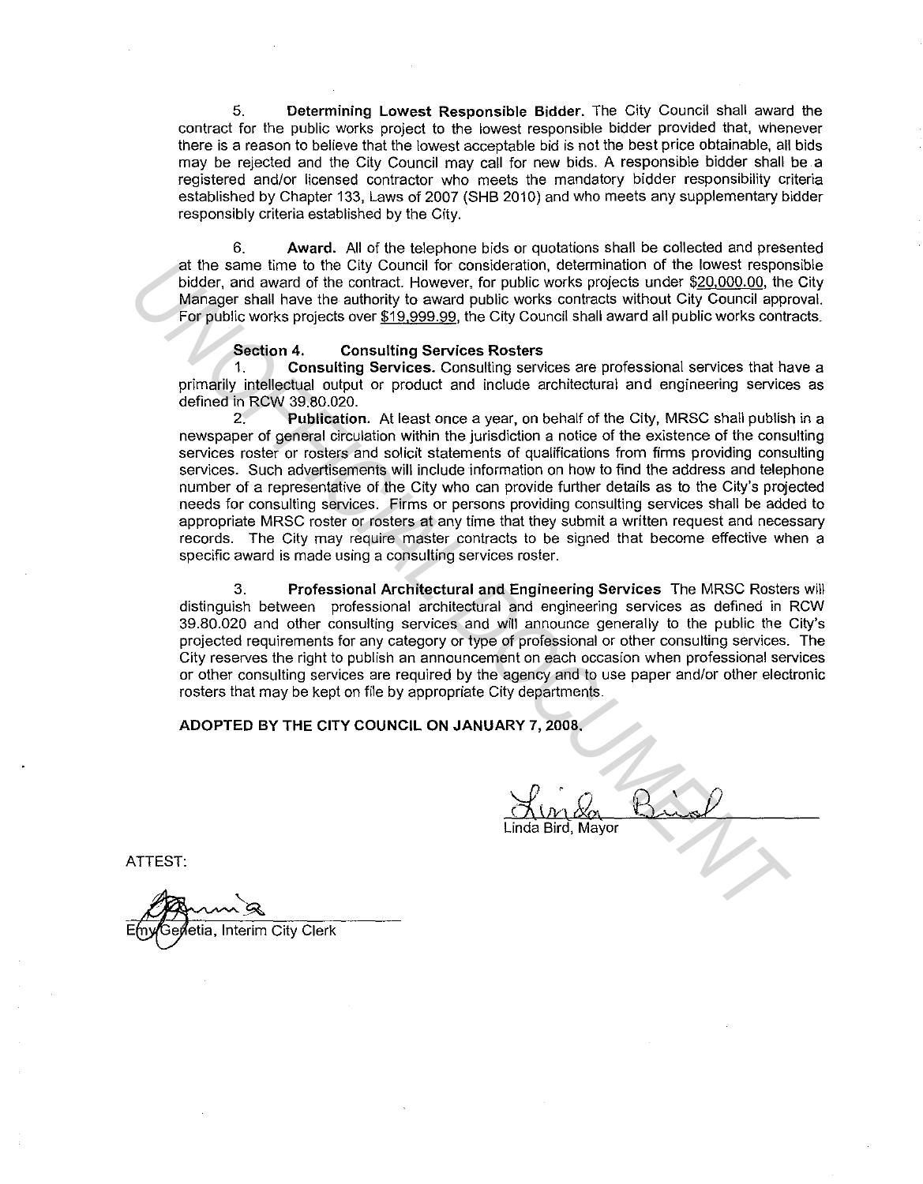5. **Determining Lowest Responsible Bidder.** The City Council shall award the contract for the public works project to the lowest responsible bidder provided that, whenever there is a reason to believe that the lowest acceptable bid is not the best price obtainable, all bids may be rejected and the City Council may call for new bids. A responsible bidder shall be a registered and/or licensed contractor who meets the mandatory bidder responsibility criteria established by Chapter 133, Laws of 2007 (SHB 2010) and who meets any supplementary bidder responsibly criteria established by the City.

6. **Award.** All of the telephone bids or quotations shall be collected and presented at the same time to the City Council for consideration, determination of the lowest responsible bidder, and award of the contract. However, for public works projects under $20,000.00, the City Manager shall have the authority to award public works contracts without City Council approval. For public works projects over $19,999.99, the City Council shall award all public works contracts.

**Section 4. Consulting Services Rosters**

1. **Consulting Services.** Consulting services are professional services that have a primarily intellectual output or product and include architectural and engineering services as defined in RCW 39.80.020.

2. **Publication.** At least once a year, on behalf of the City, MRSC shall publish in a newspaper of general circulation within the jurisdiction a notice of the existence of the consulting services roster or rosters and solicit statements of qualifications from firms providing consulting services. Such advertisements will include information on how to find the address and telephone number of a representative of the City who can provide further details as to the City's projected needs for consulting services. Firms or persons providing consulting services shall be added to appropriate MRSC roster or rosters at any time that they submit a written request and necessary records. The City may require master contracts to be signed that become effective when a specific award is made using a consulting services roster.

3. **Professional Architectural and Engineering Services** The MRSC Rosters will distinguish between professional architectural and engineering services as defined in RCW 39.80.020 and other consulting services and will announce generally to the public the City's projected requirements for any category or type of professional or other consulting services. The City reserves the right to publish an announcement on each occasion when professional services or other consulting services are required by the agency and to use paper and/or other electronic rosters that may be kept on file by appropriate City departments.

**ADOPTED BY THE CITY COUNCIL ON JANUARY 7, 2008.**

Linda Bird, Mayor

ATTEST:

Emy Genetia, Interim City Clerk